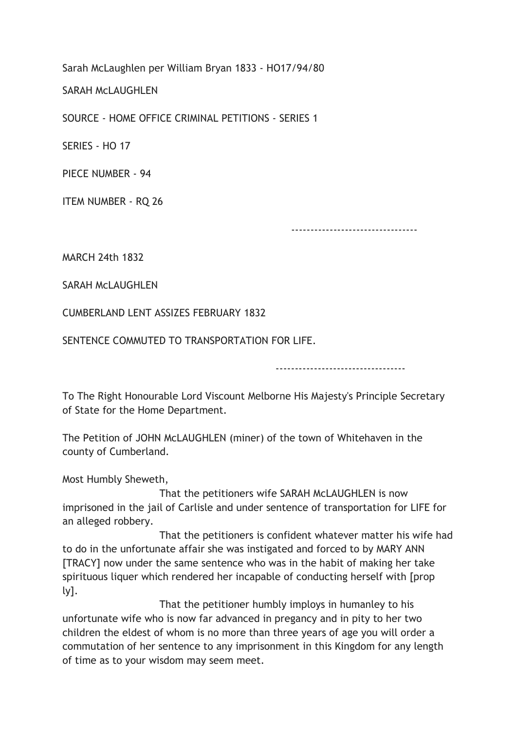Sarah McLaughlen per William Bryan 1833 - HO17/94/80

SARAH McLAUGHLEN

SOURCE - HOME OFFICE CRIMINAL PETITIONS - SERIES 1

SERIES - HO 17

PIECE NUMBER - 94

ITEM NUMBER - RQ 26

---

MARCH 24th 1832

SARAH McLAUGHLEN

CUMBERLAND LENT ASSIZES FEBRUARY 1832

SENTENCE COMMUTED TO TRANSPORTATION FOR LIFE.

---

To The Right Honourable Lord Viscount Melborne His Majesty's Principle Secretary of State for the Home Department.

The Petition of JOHN McLAUGHLEN (miner) of the town of Whitehaven in the county of Cumberland.

Most Humbly Sheweth,

That the petitioners wife SARAH McLAUGHLEN is now imprisoned in the jail of Carlisle and under sentence of transportation for LIFE for an alleged robbery.

That the petitioners is confident whatever matter his wife had to do in the unfortunate affair she was instigated and forced to by MARY ANN [TRACY] now under the same sentence who was in the habit of making her take spirituous liquer which rendered her incapable of conducting herself with [prop ly].

That the petitioner humbly imploys in humanley to his unfortunate wife who is now far advanced in pregancy and in pity to her two children the eldest of whom is no more than three years of age you will order a commutation of her sentence to any imprisonment in this Kingdom for any length of time as to your wisdom may seem meet.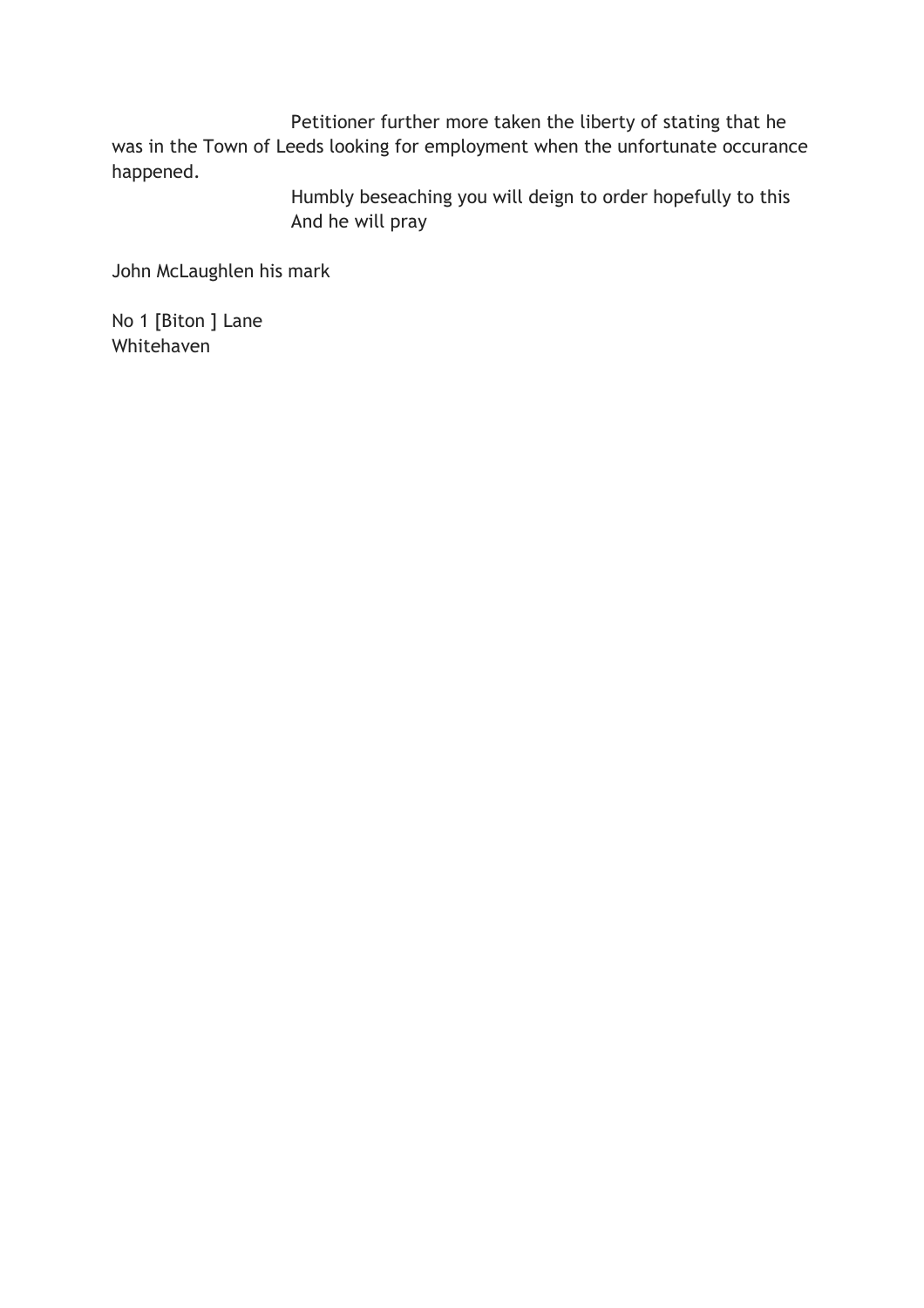Petitioner further more taken the liberty of stating that he was in the Town of Leeds looking for employment when the unfortunate occurance happened.

Humbly beseaching you will deign to order hopefully to this
And he will pray

John McLaughlen his mark

No 1 [Biton ] Lane
Whitehaven